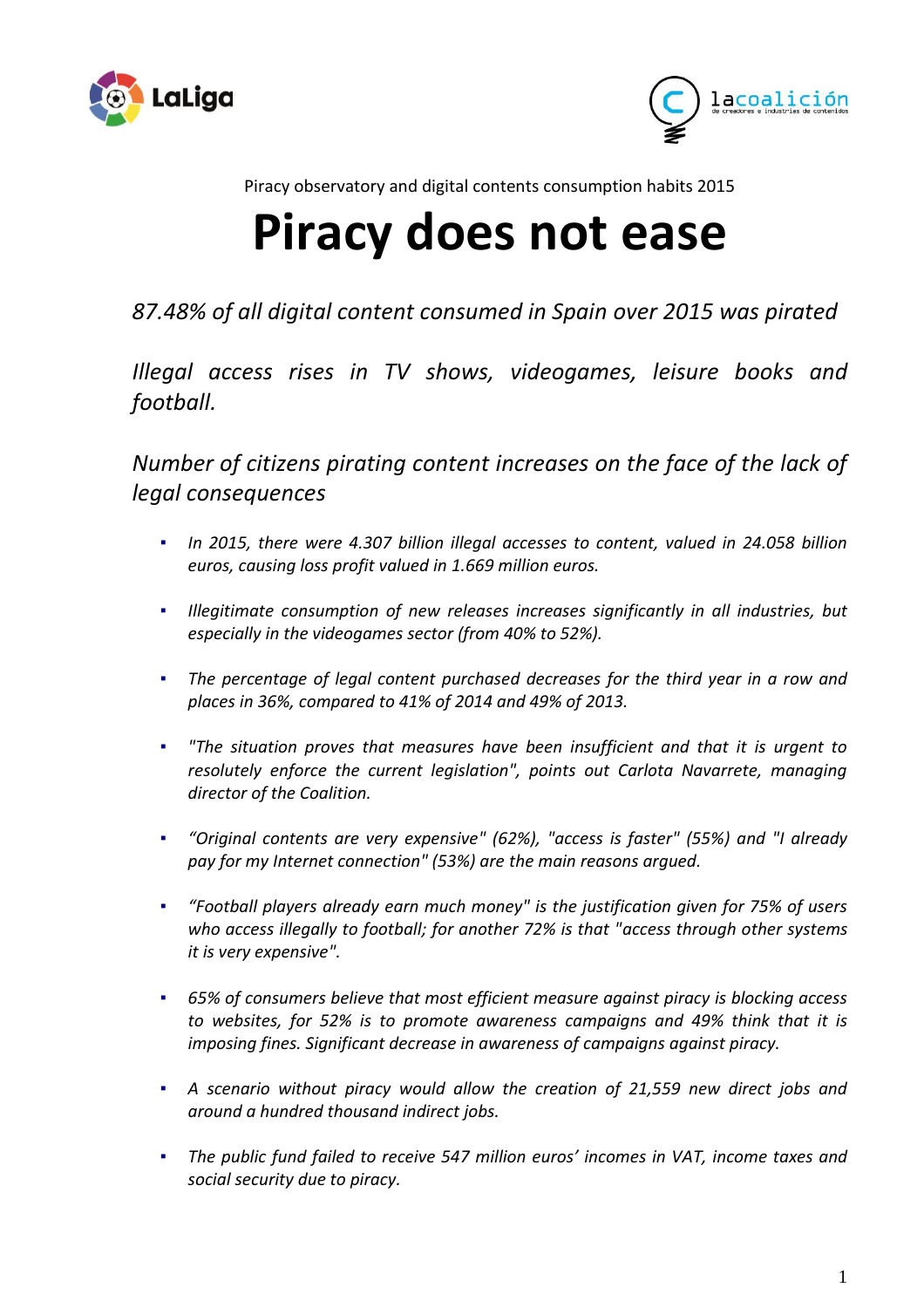Piracy observatory and digital contents consumption habits 2015

# Piracy does not ease

*87.48% of all digital content consumed in Spain over 2015 was pirated*

*Illegal access rises in TV shows, videogames, leisure books and football.*

*Number of citizens pirating content increases on the face of the lack of legal consequences*

- *In 2015, there were 4.307 billion illegal accesses to content, valued in 24.058 billion euros, causing loss profit valued in 1.669 million euros.*
- *Illegitimate consumption of new releases increases significantly in all industries, but especially in the videogames sector (from 40% to 52%).*
- *The percentage of legal content purchased decreases for the third year in a row and places in 36%, compared to 41% of 2014 and 49% of 2013.*
- *"The situation proves that measures have been insufficient and that it is urgent to resolutely enforce the current legislation", points out Carlota Navarrete, managing director of the Coalition.*
- *"Original contents are very expensive" (62%), "access is faster" (55%) and "I already pay for my Internet connection" (53%) are the main reasons argued.*
- *"Football players already earn much money" is the justification given for 75% of users who access illegally to football; for another 72% is that "access through other systems it is very expensive".*
- *65% of consumers believe that most efficient measure against piracy is blocking access to websites, for 52% is to promote awareness campaigns and 49% think that it is imposing fines. Significant decrease in awareness of campaigns against piracy.*
- *A scenario without piracy would allow the creation of 21,559 new direct jobs and around a hundred thousand indirect jobs.*
- *The public fund failed to receive 547 million euros' incomes in VAT, income taxes and social security due to piracy.*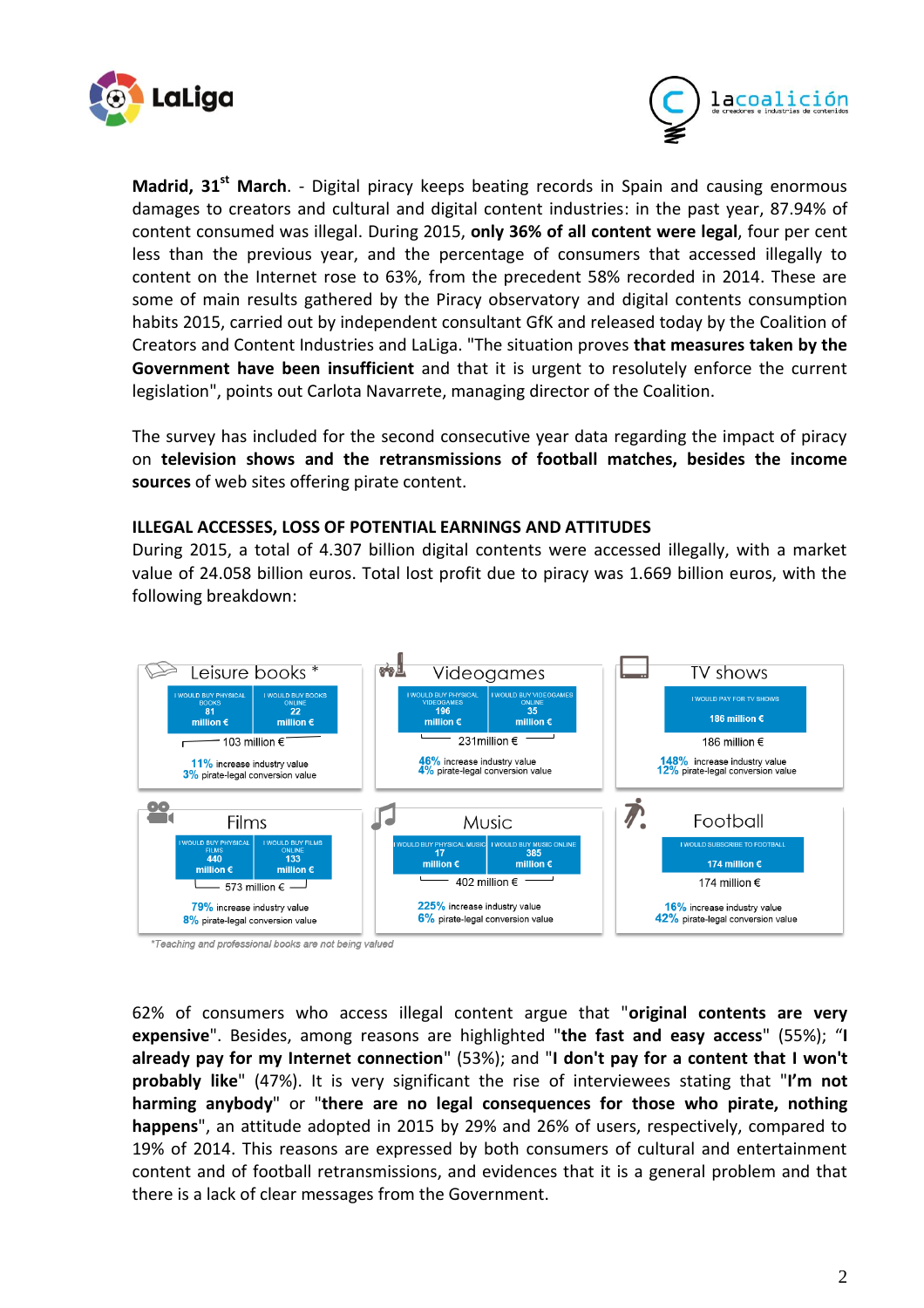**Madrid, 31st March**. - Digital piracy keeps beating records in Spain and causing enormous damages to creators and cultural and digital content industries: in the past year, 87.94% of content consumed was illegal. During 2015, **only 36% of all content were legal**, four per cent less than the previous year, and the percentage of consumers that accessed illegally to content on the Internet rose to 63%, from the precedent 58% recorded in 2014. These are some of main results gathered by the Piracy observatory and digital contents consumption habits 2015, carried out by independent consultant GfK and released today by the Coalition of Creators and Content Industries and LaLiga. "The situation proves **that measures taken by the Government have been insufficient** and that it is urgent to resolutely enforce the current legislation", points out Carlota Navarrete, managing director of the Coalition.

The survey has included for the second consecutive year data regarding the impact of piracy on **television shows and the retransmissions of football matches, besides the income sources** of web sites offering pirate content.

## ILLEGAL ACCESSES, LOSS OF POTENTIAL EARNINGS AND ATTITUDES

During 2015, a total of 4.307 billion digital contents were accessed illegally, with a market value of 24.058 billion euros. Total lost profit due to piracy was 1.669 billion euros, with the following breakdown:

| Sector | Breakdown | Total | Increase industry value | Pirate-legal conversion value |
|---|---|---|---|---|
| Leisure books * | I would buy physical books: 81 million €; I would buy books online: 22 million € | 103 million € | 11% | 3% |
| Videogames | I would buy physical videogames: 196 million €; I would buy videogames online: 35 million € | 231million € | 46% | 4% |
| TV shows | I would pay for TV shows: 186 million € | 186 million € | 148% | 12% |
| Films | I would buy physical films: 440 million €; I would buy films online: 133 million € | 573 million € | 79% | 8% |
| Music | I would buy physical music: 17 million €; I would buy music online: 385 million € | 402 million € | 225% | 6% |
| Football | I would subscribe to football: 174 million € | 174 million € | 16% | 42% |

*Teaching and professional books are not being valued*

62% of consumers who access illegal content argue that "**original contents are very expensive**". Besides, among reasons are highlighted "**the fast and easy access**" (55%); "**I already pay for my Internet connection**" (53%); and "**I don't pay for a content that I won't probably like**" (47%). It is very significant the rise of interviewees stating that "**I'm not harming anybody**" or "**there are no legal consequences for those who pirate, nothing happens**", an attitude adopted in 2015 by 29% and 26% of users, respectively, compared to 19% of 2014. This reasons are expressed by both consumers of cultural and entertainment content and of football retransmissions, and evidences that it is a general problem and that there is a lack of clear messages from the Government.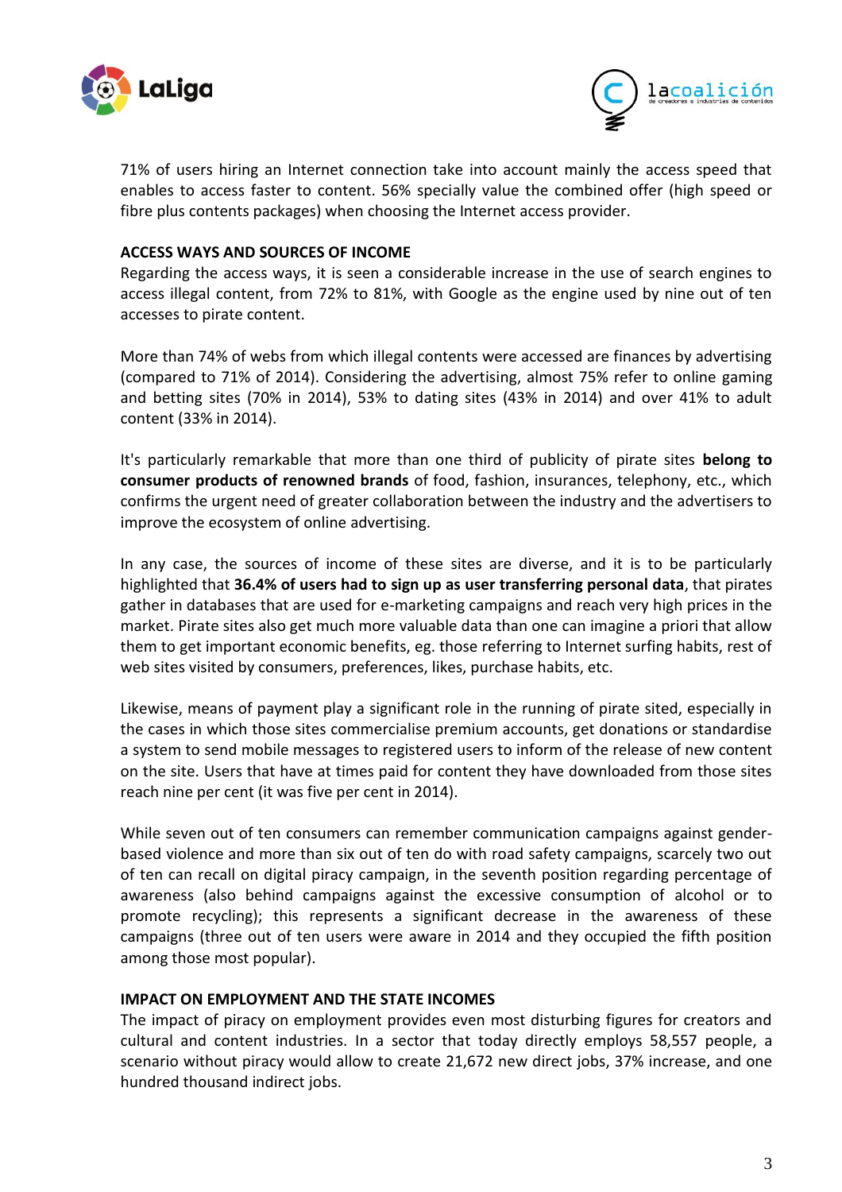71% of users hiring an Internet connection take into account mainly the access speed that enables to access faster to content. 56% specially value the combined offer (high speed or fibre plus contents packages) when choosing the Internet access provider.

## ACCESS WAYS AND SOURCES OF INCOME

Regarding the access ways, it is seen a considerable increase in the use of search engines to access illegal content, from 72% to 81%, with Google as the engine used by nine out of ten accesses to pirate content.

More than 74% of webs from which illegal contents were accessed are finances by advertising (compared to 71% of 2014). Considering the advertising, almost 75% refer to online gaming and betting sites (70% in 2014), 53% to dating sites (43% in 2014) and over 41% to adult content (33% in 2014).

It's particularly remarkable that more than one third of publicity of pirate sites **belong to consumer products of renowned brands** of food, fashion, insurances, telephony, etc., which confirms the urgent need of greater collaboration between the industry and the advertisers to improve the ecosystem of online advertising.

In any case, the sources of income of these sites are diverse, and it is to be particularly highlighted that **36.4% of users had to sign up as user transferring personal data**, that pirates gather in databases that are used for e-marketing campaigns and reach very high prices in the market. Pirate sites also get much more valuable data than one can imagine a priori that allow them to get important economic benefits, eg. those referring to Internet surfing habits, rest of web sites visited by consumers, preferences, likes, purchase habits, etc.

Likewise, means of payment play a significant role in the running of pirate sited, especially in the cases in which those sites commercialise premium accounts, get donations or standardise a system to send mobile messages to registered users to inform of the release of new content on the site. Users that have at times paid for content they have downloaded from those sites reach nine per cent (it was five per cent in 2014).

While seven out of ten consumers can remember communication campaigns against gender-based violence and more than six out of ten do with road safety campaigns, scarcely two out of ten can recall on digital piracy campaign, in the seventh position regarding percentage of awareness (also behind campaigns against the excessive consumption of alcohol or to promote recycling); this represents a significant decrease in the awareness of these campaigns (three out of ten users were aware in 2014 and they occupied the fifth position among those most popular).

## IMPACT ON EMPLOYMENT AND THE STATE INCOMES

The impact of piracy on employment provides even most disturbing figures for creators and cultural and content industries. In a sector that today directly employs 58,557 people, a scenario without piracy would allow to create 21,672 new direct jobs, 37% increase, and one hundred thousand indirect jobs.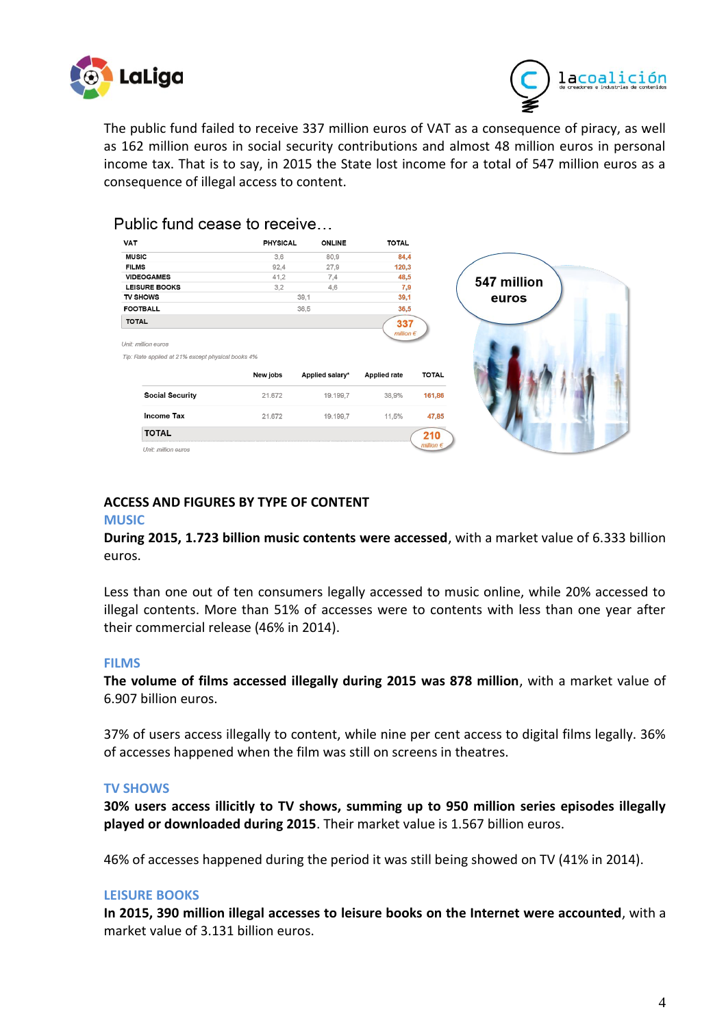The public fund failed to receive 337 million euros of VAT as a consequence of piracy, as well as 162 million euros in social security contributions and almost 48 million euros in personal income tax. That is to say, in 2015 the State lost income for a total of 547 million euros as a consequence of illegal access to content.

Public fund cease to receive…

| VAT | PHYSICAL | ONLINE | TOTAL |
|---|---|---|---|
| MUSIC | 3,6 | 80,9 | 84,4 |
| FILMS | 92,4 | 27,9 | 120,3 |
| VIDEOGAMES | 41,2 | 7,4 | 48,5 |
| LEISURE BOOKS | 3,2 | 4,6 | 7,9 |
| TV SHOWS | 39,1 | | 39,1 |
| FOOTBALL | 36,5 | | 36,5 |
| TOTAL | | | 337 million € |

Unit: million euros

Tip: Rate applied at 21% except physical books 4%

| | New jobs | Applied salary* | Applied rate | TOTAL |
|---|---|---|---|---|
| Social Security | 21.672 | 19.199,7 | 38,9% | 161,86 |
| Income Tax | 21.672 | 19.199,7 | 11,5% | 47,85 |
| TOTAL | | | | 210 million € |

Unit: million euros

547 million euros

## ACCESS AND FIGURES BY TYPE OF CONTENT

### MUSIC

**During 2015, 1.723 billion music contents were accessed**, with a market value of 6.333 billion euros.

Less than one out of ten consumers legally accessed to music online, while 20% accessed to illegal contents. More than 51% of accesses were to contents with less than one year after their commercial release (46% in 2014).

### FILMS

**The volume of films accessed illegally during 2015 was 878 million**, with a market value of 6.907 billion euros.

37% of users access illegally to content, while nine per cent access to digital films legally. 36% of accesses happened when the film was still on screens in theatres.

### TV SHOWS

**30% users access illicitly to TV shows, summing up to 950 million series episodes illegally played or downloaded during 2015**. Their market value is 1.567 billion euros.

46% of accesses happened during the period it was still being showed on TV (41% in 2014).

### LEISURE BOOKS

**In 2015, 390 million illegal accesses to leisure books on the Internet were accounted**, with a market value of 3.131 billion euros.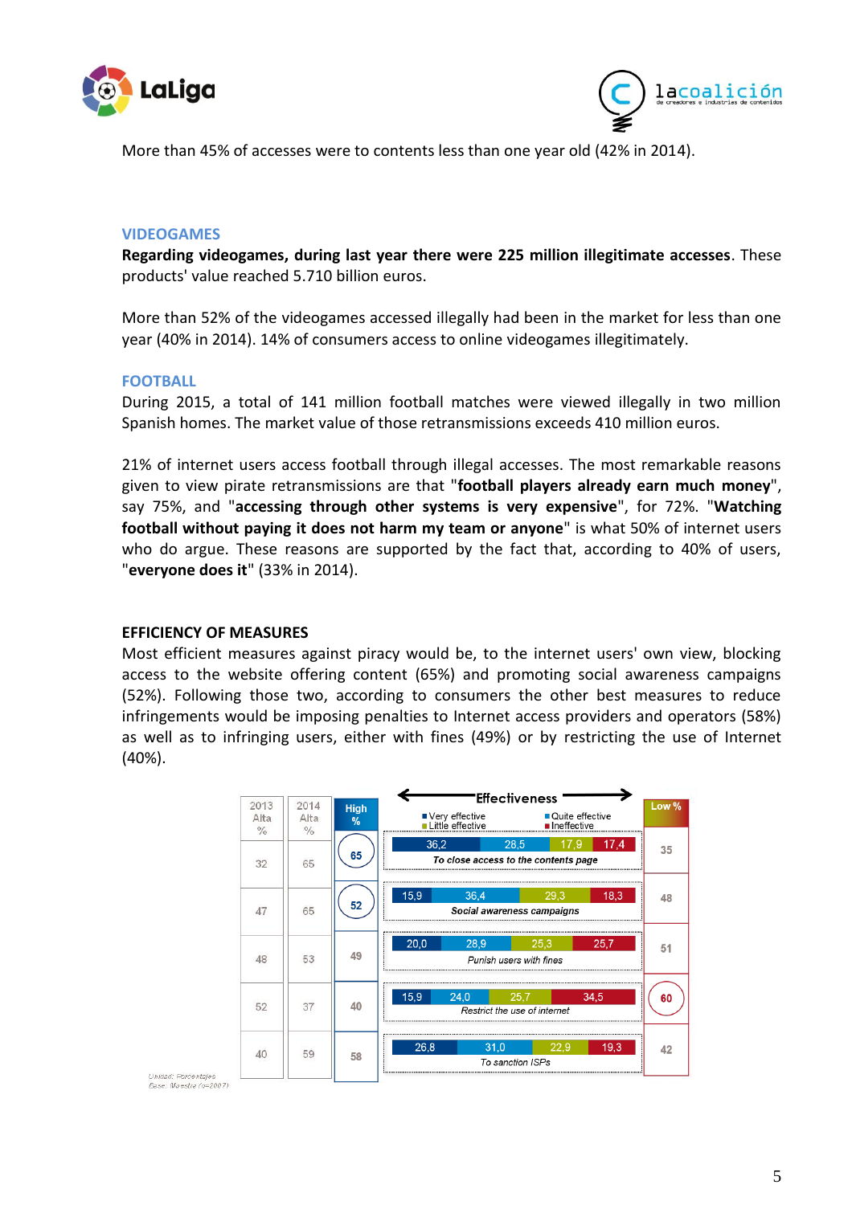More than 45% of accesses were to contents less than one year old (42% in 2014).

### VIDEOGAMES

**Regarding videogames, during last year there were 225 million illegitimate accesses**. These products' value reached 5.710 billion euros.

More than 52% of the videogames accessed illegally had been in the market for less than one year (40% in 2014). 14% of consumers access to online videogames illegitimately.

### FOOTBALL

During 2015, a total of 141 million football matches were viewed illegally in two million Spanish homes. The market value of those retransmissions exceeds 410 million euros.

21% of internet users access football through illegal accesses. The most remarkable reasons given to view pirate retransmissions are that "**football players already earn much money**", say 75%, and "**accessing through other systems is very expensive**", for 72%. "**Watching football without paying it does not harm my team or anyone**" is what 50% of internet users who do argue. These reasons are supported by the fact that, according to 40% of users, "**everyone does it**" (33% in 2014).

### EFFICIENCY OF MEASURES

Most efficient measures against piracy would be, to the internet users' own view, blocking access to the website offering content (65%) and promoting social awareness campaigns (52%). Following those two, according to consumers the other best measures to reduce infringements would be imposing penalties to Internet access providers and operators (58%) as well as to infringing users, either with fines (49%) or by restricting the use of Internet (40%).

2013 Alta %
2014 Alta %
High %
Effectiveness
Very effective
Quite effective
Little effective
Ineffective
Low %

32 | 65 | 65 | 36,2 | 28,5 | 17,9 | 17,4 | 35
To close access to the contents page

47 | 65 | 52 | 15,9 | 36,4 | 29,3 | 18,3 | 48
Social awareness campaigns

48 | 53 | 49 | 20,0 | 28,9 | 25,3 | 25,7 | 51
Punish users with fines

52 | 37 | 40 | 15,9 | 24,0 | 25,7 | 34,5 | 60
Restrict the use of internet

40 | 59 | 58 | 26,8 | 31,0 | 22,9 | 19,3 | 42
To sanction ISPs

Unidad: Porcentajes
Base: Muestra (n=2007)